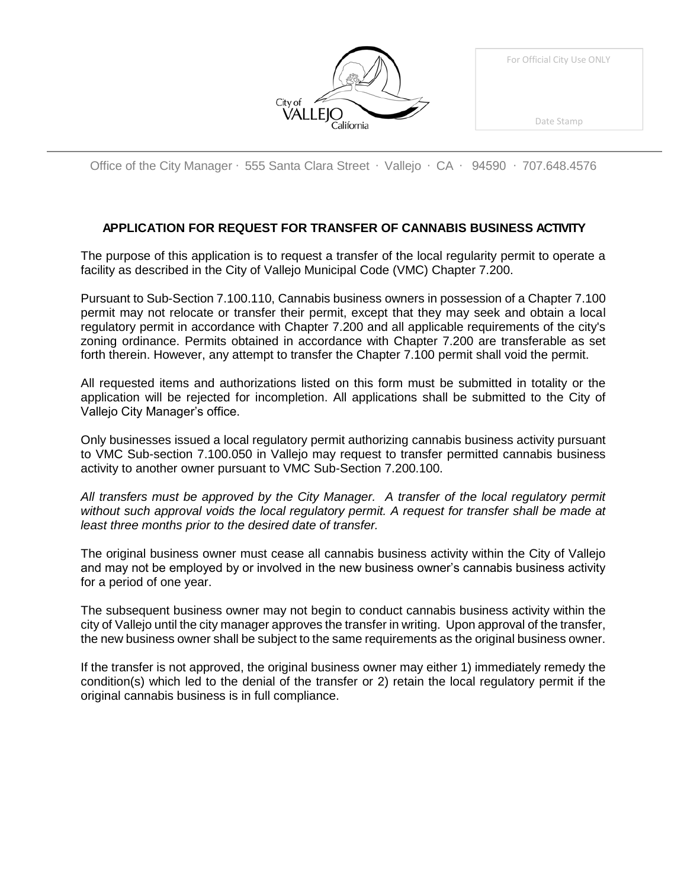City of VALLEJO California

For Official City Use ONLY

Date Stamp

Office of the City Manager · 555 Santa Clara Street · Vallejo · CA · 94590 · 707.648.4576

## APPLICATION FOR REQUEST FOR TRANSFER OF CANNABIS BUSINESS ACTIVITY

The purpose of this application is to request a transfer of the local regularity permit to operate a facility as described in the City of Vallejo Municipal Code (VMC) Chapter 7.200.

Pursuant to Sub-Section 7.100.110, Cannabis business owners in possession of a Chapter 7.100 permit may not relocate or transfer their permit, except that they may seek and obtain a local regulatory permit in accordance with Chapter 7.200 and all applicable requirements of the city's zoning ordinance. Permits obtained in accordance with Chapter 7.200 are transferable as set forth therein. However, any attempt to transfer the Chapter 7.100 permit shall void the permit.

All requested items and authorizations listed on this form must be submitted in totality or the application will be rejected for incompletion. All applications shall be submitted to the City of Vallejo City Manager's office.

Only businesses issued a local regulatory permit authorizing cannabis business activity pursuant to VMC Sub-section 7.100.050 in Vallejo may request to transfer permitted cannabis business activity to another owner pursuant to VMC Sub-Section 7.200.100.

*All transfers must be approved by the City Manager. A transfer of the local regulatory permit without such approval voids the local regulatory permit. A request for transfer shall be made at least three months prior to the desired date of transfer.*

The original business owner must cease all cannabis business activity within the City of Vallejo and may not be employed by or involved in the new business owner's cannabis business activity for a period of one year.

The subsequent business owner may not begin to conduct cannabis business activity within the city of Vallejo until the city manager approves the transfer in writing. Upon approval of the transfer, the new business owner shall be subject to the same requirements as the original business owner.

If the transfer is not approved, the original business owner may either 1) immediately remedy the condition(s) which led to the denial of the transfer or 2) retain the local regulatory permit if the original cannabis business is in full compliance.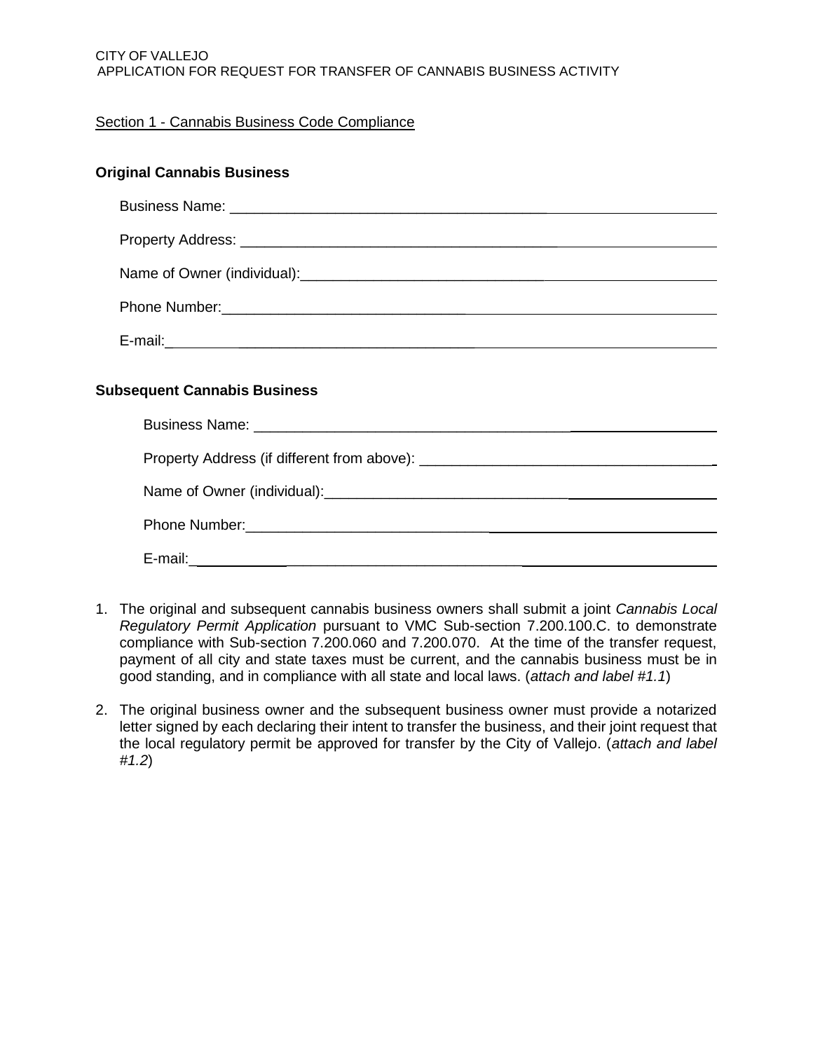CITY OF VALLEJO
APPLICATION FOR REQUEST FOR TRANSFER OF CANNABIS BUSINESS ACTIVITY

Section 1 - Cannabis Business Code Compliance

**Original Cannabis Business**

Business Name: ____________________________________________

Property Address: __________________________________________

Name of Owner (individual):__________________________________

Phone Number:_____________________________________________

E-mail:___________________________________________________

**Subsequent Cannabis Business**

Business Name: ____________________________________________

Property Address (if different from above): ______________________

Name of Owner (individual):__________________________________

Phone Number:_____________________________________________

E-mail:___________________________________________________

1. The original and subsequent cannabis business owners shall submit a joint *Cannabis Local Regulatory Permit Application* pursuant to VMC Sub-section 7.200.100.C. to demonstrate compliance with Sub-section 7.200.060 and 7.200.070. At the time of the transfer request, payment of all city and state taxes must be current, and the cannabis business must be in good standing, and in compliance with all state and local laws. (*attach and label #1.1*)

2. The original business owner and the subsequent business owner must provide a notarized letter signed by each declaring their intent to transfer the business, and their joint request that the local regulatory permit be approved for transfer by the City of Vallejo. (*attach and label #1.2*)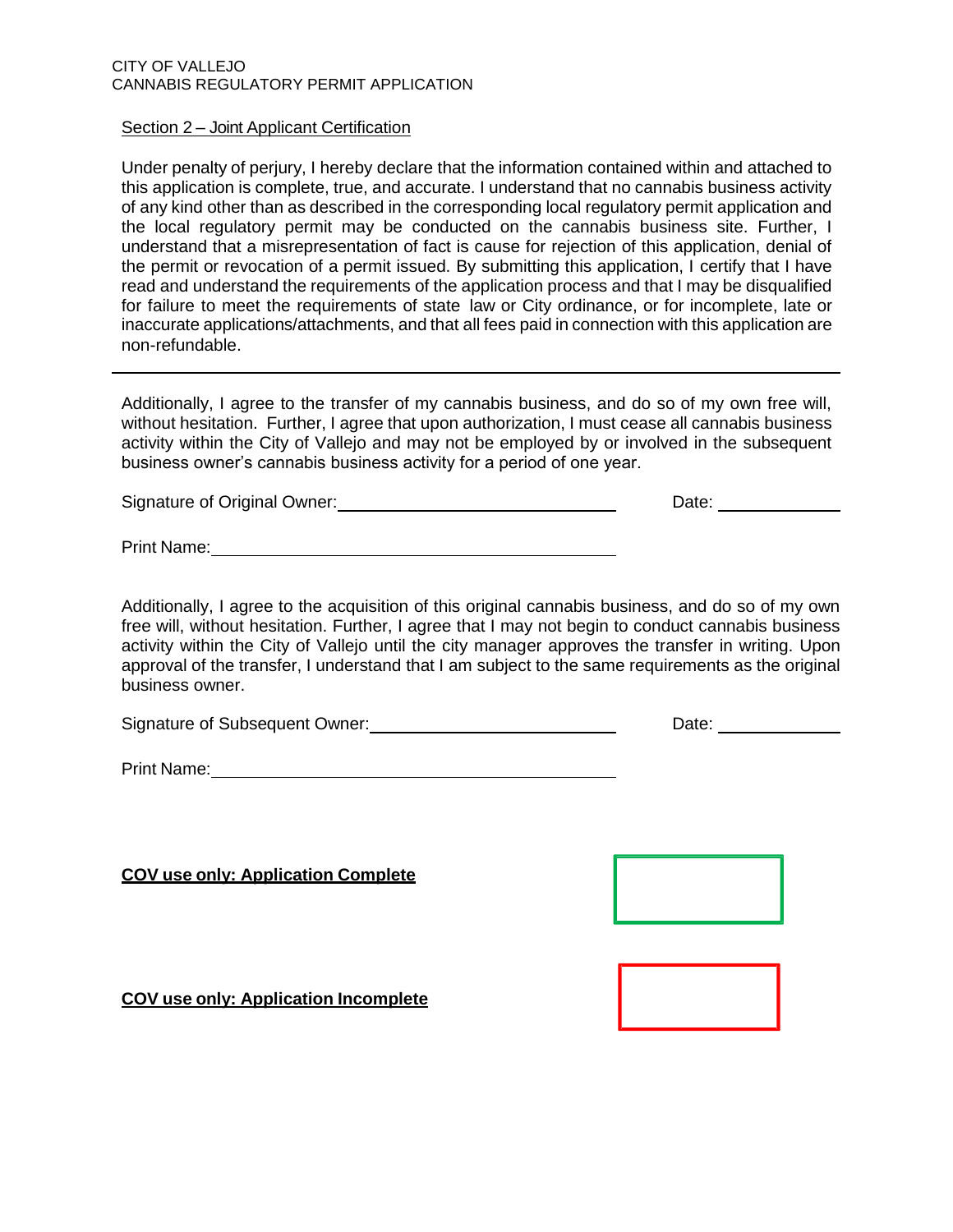CITY OF VALLEJO
CANNABIS REGULATORY PERMIT APPLICATION

Section 2 – Joint Applicant Certification

Under penalty of perjury, I hereby declare that the information contained within and attached to this application is complete, true, and accurate. I understand that no cannabis business activity of any kind other than as described in the corresponding local regulatory permit application and the local regulatory permit may be conducted on the cannabis business site. Further, I understand that a misrepresentation of fact is cause for rejection of this application, denial of the permit or revocation of a permit issued. By submitting this application, I certify that I have read and understand the requirements of the application process and that I may be disqualified for failure to meet the requirements of state law or City ordinance, or for incomplete, late or inaccurate applications/attachments, and that all fees paid in connection with this application are non-refundable.

---

Additionally, I agree to the transfer of my cannabis business, and do so of my own free will, without hesitation. Further, I agree that upon authorization, I must cease all cannabis business activity within the City of Vallejo and may not be employed by or involved in the subsequent business owner's cannabis business activity for a period of one year.

Signature of Original Owner: ______________________________ Date: ____________

Print Name: ______________________________

Additionally, I agree to the acquisition of this original cannabis business, and do so of my own free will, without hesitation. Further, I agree that I may not begin to conduct cannabis business activity within the City of Vallejo until the city manager approves the transfer in writing. Upon approval of the transfer, I understand that I am subject to the same requirements as the original business owner.

Signature of Subsequent Owner: ______________________________ Date: ____________

Print Name: ______________________________

**COV use only: Application Complete**

**COV use only: Application Incomplete**